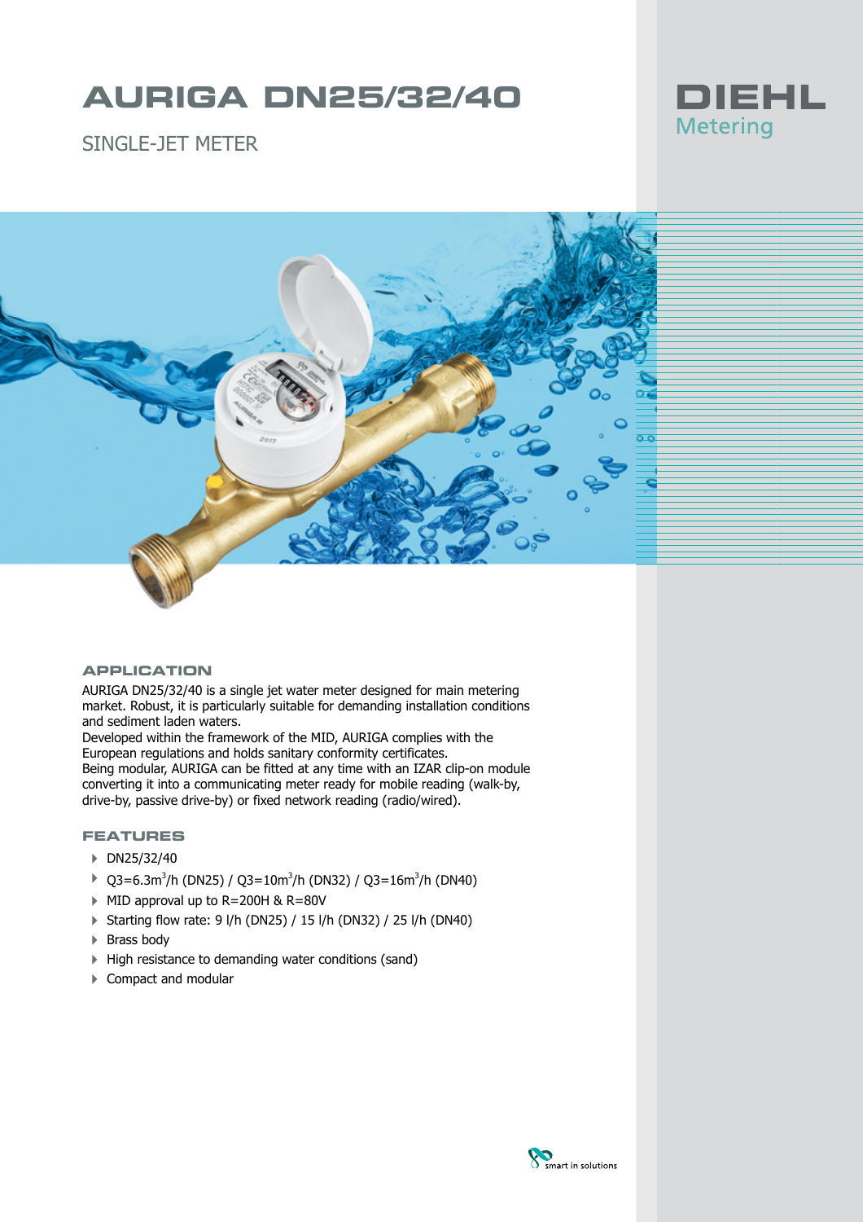# AURIGA DN25/32/40

SINGLE-JET METER

DIEHL
Metering

## APPLICATION

AURIGA DN25/32/40 is a single jet water meter designed for main metering market. Robust, it is particularly suitable for demanding installation conditions and sediment laden waters.
Developed within the framework of the MID, AURIGA complies with the European regulations and holds sanitary conformity certificates.
Being modular, AURIGA can be fitted at any time with an IZAR clip-on module converting it into a communicating meter ready for mobile reading (walk-by, drive-by, passive drive-by) or fixed network reading (radio/wired).

## FEATURES

- DN25/32/40
- Q3=6.3m$^3$/h (DN25) / Q3=10m$^3$/h (DN32) / Q3=16m$^3$/h (DN40)
- MID approval up to R=200H & R=80V
- Starting flow rate: 9 l/h (DN25) / 15 l/h (DN32) / 25 l/h (DN40)
- Brass body
- High resistance to demanding water conditions (sand)
- Compact and modular

smart in solutions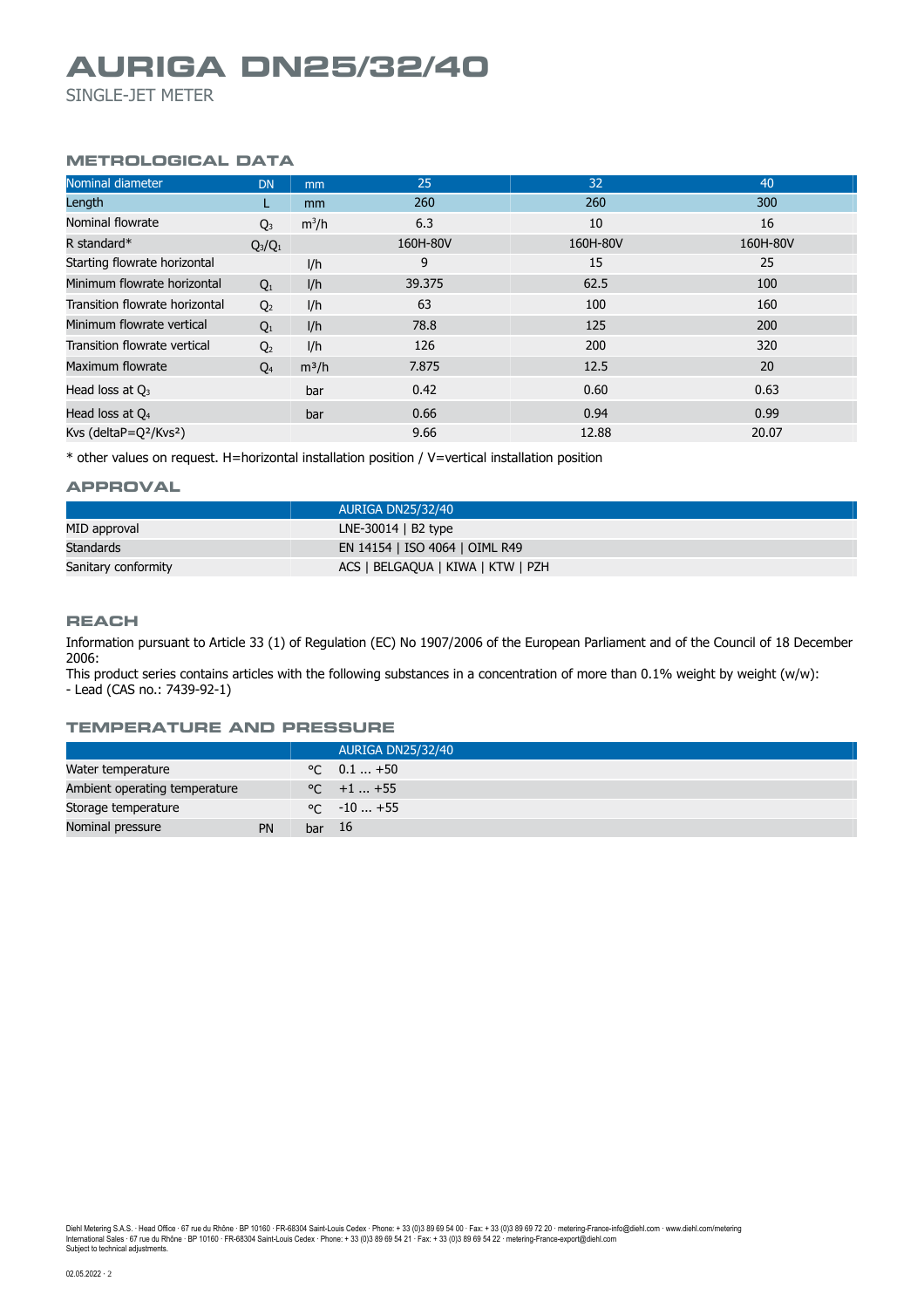# AURIGA DN25/32/40

SINGLE-JET METER

## METROLOGICAL DATA

| Nominal diameter | DN | mm | 25 | 32 | 40 |
|---|---|---|---|---|---|
| Length | L | mm | 260 | 260 | 300 |
| Nominal flowrate | $Q_3$ | $m^3/h$ | 6.3 | 10 | 16 |
| R standard* | $Q_3/Q_1$ | | 160H-80V | 160H-80V | 160H-80V |
| Starting flowrate horizontal | | l/h | 9 | 15 | 25 |
| Minimum flowrate horizontal | $Q_1$ | l/h | 39.375 | 62.5 | 100 |
| Transition flowrate horizontal | $Q_2$ | l/h | 63 | 100 | 160 |
| Minimum flowrate vertical | $Q_1$ | l/h | 78.8 | 125 | 200 |
| Transition flowrate vertical | $Q_2$ | l/h | 126 | 200 | 320 |
| Maximum flowrate | $Q_4$ | $m^3/h$ | 7.875 | 12.5 | 20 |
| Head loss at $Q_3$ | | bar | 0.42 | 0.60 | 0.63 |
| Head loss at $Q_4$ | | bar | 0.66 | 0.94 | 0.99 |
| Kvs (deltaP=$Q^2$/$Kvs^2$) | | | 9.66 | 12.88 | 20.07 |

* other values on request. H=horizontal installation position / V=vertical installation position

## APPROVAL

| | AURIGA DN25/32/40 |
|---|---|
| MID approval | LNE-30014 \| B2 type |
| Standards | EN 14154 \| ISO 4064 \| OIML R49 |
| Sanitary conformity | ACS \| BELGAQUA \| KIWA \| KTW \| PZH |

## REACH

Information pursuant to Article 33 (1) of Regulation (EC) No 1907/2006 of the European Parliament and of the Council of 18 December 2006:
This product series contains articles with the following substances in a concentration of more than 0.1% weight by weight (w/w):
- Lead (CAS no.: 7439-92-1)

## TEMPERATURE AND PRESSURE

| | | | AURIGA DN25/32/40 |
|---|---|---|---|
| Water temperature | | °C | 0.1 ... +50 |
| Ambient operating temperature | | °C | +1 ... +55 |
| Storage temperature | | °C | -10 ... +55 |
| Nominal pressure | PN | bar | 16 |

Diehl Metering S.A.S. · Head Office · 67 rue du Rhône · BP 10160 · FR-68304 Saint-Louis Cedex · Phone: + 33 (0)3 89 69 54 00 · Fax: + 33 (0)3 89 69 72 20 · metering-France-info@diehl.com · www.diehl.com/metering
International Sales · 67 rue du Rhône · BP 10160 · FR-68304 Saint-Louis Cedex · Phone: + 33 (0)3 89 69 54 21 · Fax: + 33 (0)3 89 69 54 22 · metering-France-export@diehl.com
Subject to technical adjustments.

02.05.2022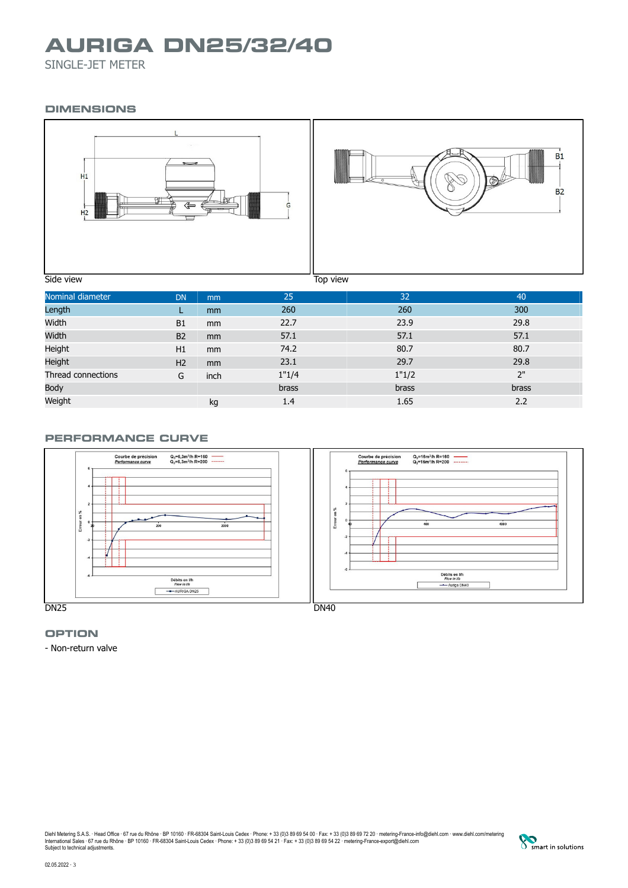# AURIGA DN25/32/40

SINGLE-JET METER

## DIMENSIONS

L
H1
H2
G

Side view

B1
B2

Top view

| Nominal diameter | DN | mm | 25 | 32 | 40 |
|---|---|---|---|---|---|
| Length | L | mm | 260 | 260 | 300 |
| Width | B1 | mm | 22.7 | 23.9 | 29.8 |
| Width | B2 | mm | 57.1 | 57.1 | 57.1 |
| Height | H1 | mm | 74.2 | 80.7 | 80.7 |
| Height | H2 | mm | 23.1 | 29.7 | 29.8 |
| Thread connections | G | inch | 1"1/4 | 1"1/2 | 2" |
| Body | | | brass | brass | brass |
| Weight | | kg | 1.4 | 1.65 | 2.2 |

## PERFORMANCE CURVE

Courbe de précision
Performance curve
$Q_3$=6,3m³/h R=160
$Q_3$=6,3m³/h R=200
Erreur en %
6
4
2
0
-2
-4
-6
20
200
2000
Débits en l/h
Flow in l/h
AURIGA DN25

DN25

Courbe de précision
Performance curve
$Q_3$=16m³/h R=160
$Q_3$=16m³/h R=200
Erreur en %
6
4
2
0
-2
-4
-6
40
400
4000
Débits en l/h
Flow in l/h
Auriga DN40

DN40

## OPTION

- Non-return valve

Diehl Metering S.A.S. · Head Office · 67 rue du Rhône · BP 10160 · FR-68304 Saint-Louis Cedex · Phone: + 33 (0)3 89 69 54 00 · Fax: + 33 (0)3 89 69 72 20 · metering-France-info@diehl.com · www.diehl.com/metering
International Sales · 67 rue du Rhône · BP 10160 · FR-68304 Saint-Louis Cedex · Phone: + 33 (0)3 89 69 54 21 · Fax: + 33 (0)3 89 69 54 22 · metering-France-export@diehl.com
Subject to technical adjustments.

smart in solutions

02.05.2022